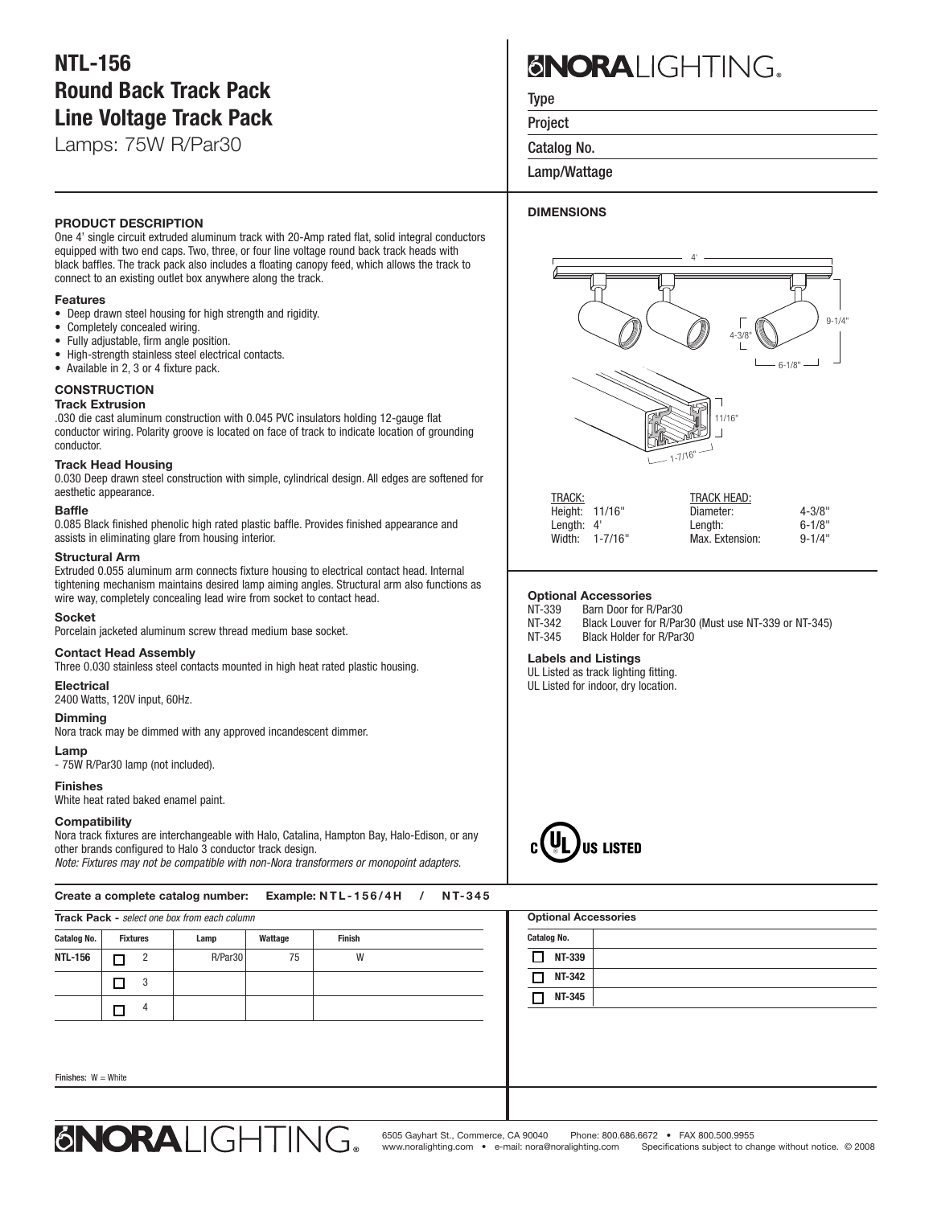# NTL-156
# Round Back Track Pack
# Line Voltage Track Pack

Lamps: 75W R/Par30

NORA LIGHTING

Type

Project

Catalog No.

Lamp/Wattage

## PRODUCT DESCRIPTION

One 4' single circuit extruded aluminum track with 20-Amp rated flat, solid integral conductors equipped with two end caps. Two, three, or four line voltage round back track heads with black baffles. The track pack also includes a floating canopy feed, which allows the track to connect to an existing outlet box anywhere along the track.

### Features

- Deep drawn steel housing for high strength and rigidity.
- Completely concealed wiring.
- Fully adjustable, firm angle position.
- High-strength stainless steel electrical contacts.
- Available in 2, 3 or 4 fixture pack.

## CONSTRUCTION

### Track Extrusion

.030 die cast aluminum construction with 0.045 PVC insulators holding 12-gauge flat conductor wiring. Polarity groove is located on face of track to indicate location of grounding conductor.

### Track Head Housing

0.030 Deep drawn steel construction with simple, cylindrical design. All edges are softened for aesthetic appearance.

### Baffle

0.085 Black finished phenolic high rated plastic baffle. Provides finished appearance and assists in eliminating glare from housing interior.

### Structural Arm

Extruded 0.055 aluminum arm connects fixture housing to electrical contact head. Internal tightening mechanism maintains desired lamp aiming angles. Structural arm also functions as wire way, completely concealing lead wire from socket to contact head.

### Socket

Porcelain jacketed aluminum screw thread medium base socket.

### Contact Head Assembly

Three 0.030 stainless steel contacts mounted in high heat rated plastic housing.

### Electrical

2400 Watts, 120V input, 60Hz.

### Dimming

Nora track may be dimmed with any approved incandescent dimmer.

### Lamp

- 75W R/Par30 lamp (not included).

### Finishes

White heat rated baked enamel paint.

### Compatibility

Nora track fixtures are interchangeable with Halo, Catalina, Hampton Bay, Halo-Edison, or any other brands configured to Halo 3 conductor track design.

*Note: Fixtures may not be compatible with non-Nora transformers or monopoint adapters.*

## DIMENSIONS

| TRACK: | | TRACK HEAD: | |
|---|---|---|---|
| Height: | 11/16" | Diameter: | 4-3/8" |
| Length: | 4' | Length: | 6-1/8" |
| Width: | 1-7/16" | Max. Extension: | 9-1/4" |

### Optional Accessories

- NT-339 Barn Door for R/Par30
- NT-342 Black Louver for R/Par30 (Must use NT-339 or NT-345)
- NT-345 Black Holder for R/Par30

### Labels and Listings

UL Listed as track lighting fitting.
UL Listed for indoor, dry location.

c UL US LISTED

**Create a complete catalog number: Example: NTL-156/4H / NT-345**

**Track Pack** - *select one box from each column*

| Catalog No. | Fixtures | Lamp | Wattage | Finish |
|---|---|---|---|---|
| **NTL-156** | ☐ 2 | R/Par30 | 75 | W |
| | ☐ 3 | | | |
| | ☐ 4 | | | |

Finishes: W = White

**Optional Accessories**

| Catalog No. | |
|---|---|
| ☐ **NT-339** | |
| ☐ **NT-342** | |
| ☐ **NT-345** | |

NORA LIGHTING

6505 Gayhart St., Commerce, CA 90040 Phone: 800.686.6672 • FAX 800.500.9955
www.noralighting.com • e-mail: nora@noralighting.com Specifications subject to change without notice. © 2008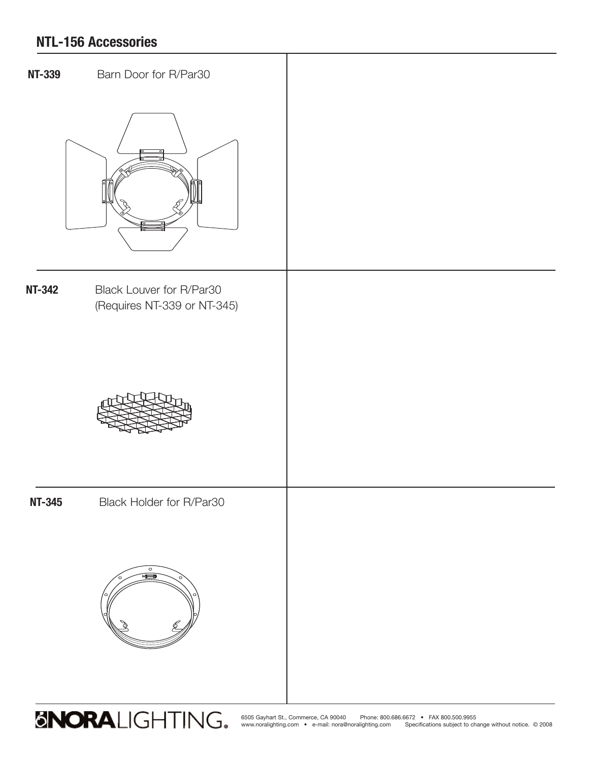## NTL-156 Accessories

**NT-339** Barn Door for R/Par30

**NT-342** Black Louver for R/Par30
(Requires NT-339 or NT-345)

**NT-345** Black Holder for R/Par30

NORA LIGHTING

6505 Gayhart St., Commerce, CA 90040 Phone: 800.686.6672 • FAX 800.500.9955
www.noralighting.com • e-mail: nora@noralighting.com Specifications subject to change without notice. © 2008